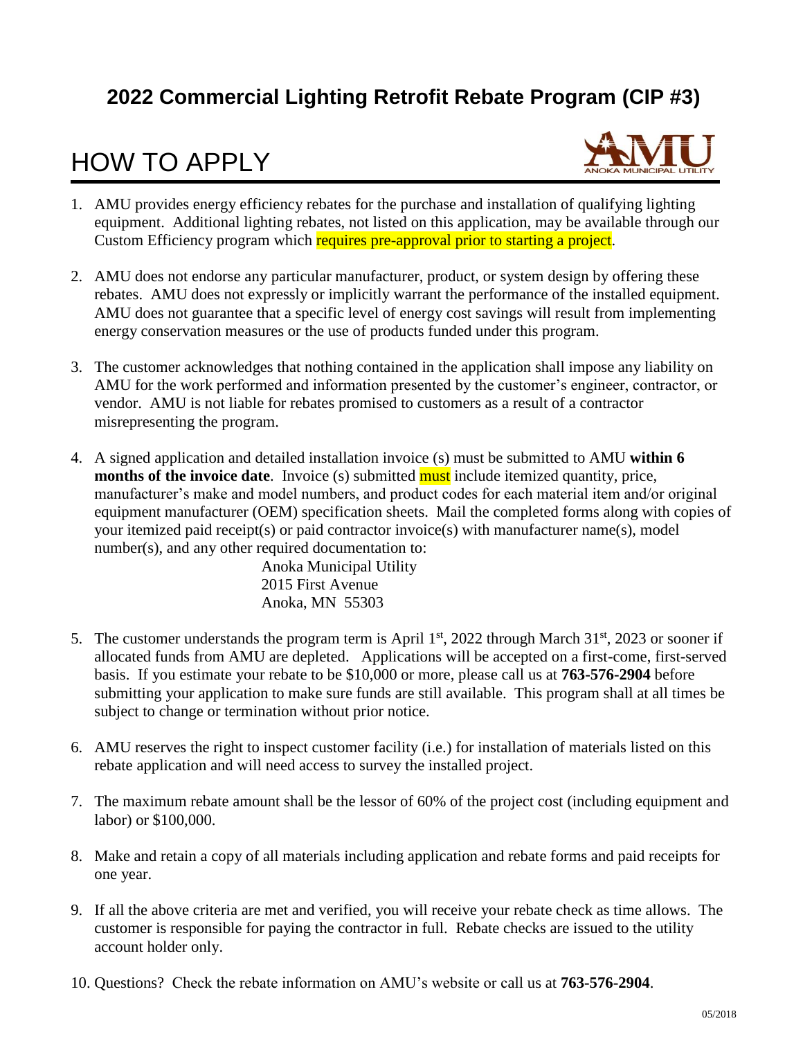# 2022 Commercial Lighting Retrofit Rebate Program (CIP #3)

## HOW TO APPLY

1. AMU provides energy efficiency rebates for the purchase and installation of qualifying lighting equipment. Additional lighting rebates, not listed on this application, may be available through our Custom Efficiency program which requires pre-approval prior to starting a project.

2. AMU does not endorse any particular manufacturer, product, or system design by offering these rebates. AMU does not expressly or implicitly warrant the performance of the installed equipment. AMU does not guarantee that a specific level of energy cost savings will result from implementing energy conservation measures or the use of products funded under this program.

3. The customer acknowledges that nothing contained in the application shall impose any liability on AMU for the work performed and information presented by the customer's engineer, contractor, or vendor. AMU is not liable for rebates promised to customers as a result of a contractor misrepresenting the program.

4. A signed application and detailed installation invoice (s) must be submitted to AMU **within 6 months of the invoice date**. Invoice (s) submitted must include itemized quantity, price, manufacturer's make and model numbers, and product codes for each material item and/or original equipment manufacturer (OEM) specification sheets. Mail the completed forms along with copies of your itemized paid receipt(s) or paid contractor invoice(s) with manufacturer name(s), model number(s), and any other required documentation to:

   Anoka Municipal Utility
   2015 First Avenue
   Anoka, MN 55303

5. The customer understands the program term is April 1st, 2022 through March 31st, 2023 or sooner if allocated funds from AMU are depleted. Applications will be accepted on a first-come, first-served basis. If you estimate your rebate to be $10,000 or more, please call us at **763-576-2904** before submitting your application to make sure funds are still available. This program shall at all times be subject to change or termination without prior notice.

6. AMU reserves the right to inspect customer facility (i.e.) for installation of materials listed on this rebate application and will need access to survey the installed project.

7. The maximum rebate amount shall be the lessor of 60% of the project cost (including equipment and labor) or $100,000.

8. Make and retain a copy of all materials including application and rebate forms and paid receipts for one year.

9. If all the above criteria are met and verified, you will receive your rebate check as time allows. The customer is responsible for paying the contractor in full. Rebate checks are issued to the utility account holder only.

10. Questions? Check the rebate information on AMU's website or call us at **763-576-2904**.

05/2018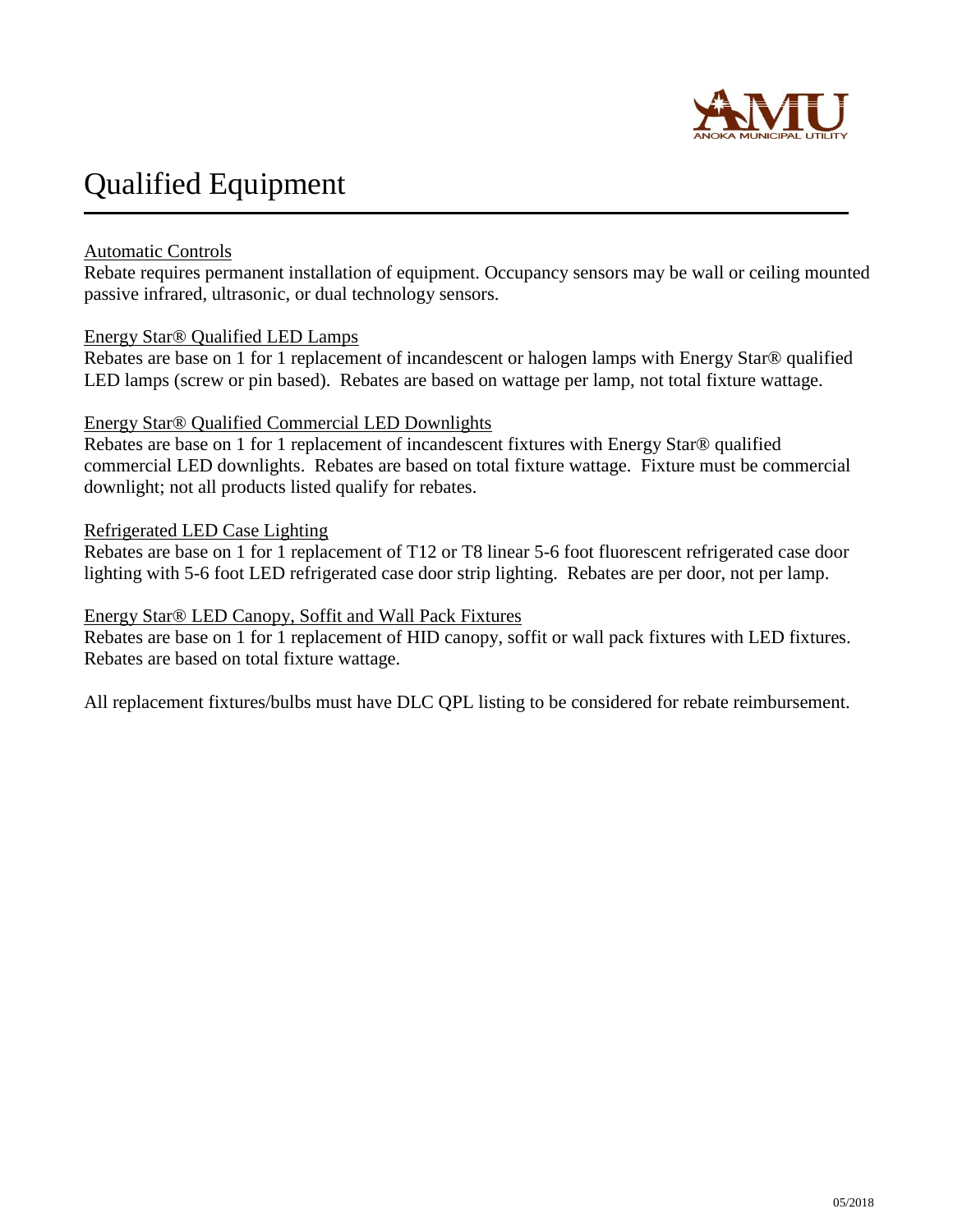# Qualified Equipment

Automatic Controls

Rebate requires permanent installation of equipment. Occupancy sensors may be wall or ceiling mounted passive infrared, ultrasonic, or dual technology sensors.

Energy Star® Qualified LED Lamps

Rebates are base on 1 for 1 replacement of incandescent or halogen lamps with Energy Star® qualified LED lamps (screw or pin based). Rebates are based on wattage per lamp, not total fixture wattage.

Energy Star® Qualified Commercial LED Downlights

Rebates are base on 1 for 1 replacement of incandescent fixtures with Energy Star® qualified commercial LED downlights. Rebates are based on total fixture wattage. Fixture must be commercial downlight; not all products listed qualify for rebates.

Refrigerated LED Case Lighting

Rebates are base on 1 for 1 replacement of T12 or T8 linear 5-6 foot fluorescent refrigerated case door lighting with 5-6 foot LED refrigerated case door strip lighting. Rebates are per door, not per lamp.

Energy Star® LED Canopy, Soffit and Wall Pack Fixtures

Rebates are base on 1 for 1 replacement of HID canopy, soffit or wall pack fixtures with LED fixtures. Rebates are based on total fixture wattage.

All replacement fixtures/bulbs must have DLC QPL listing to be considered for rebate reimbursement.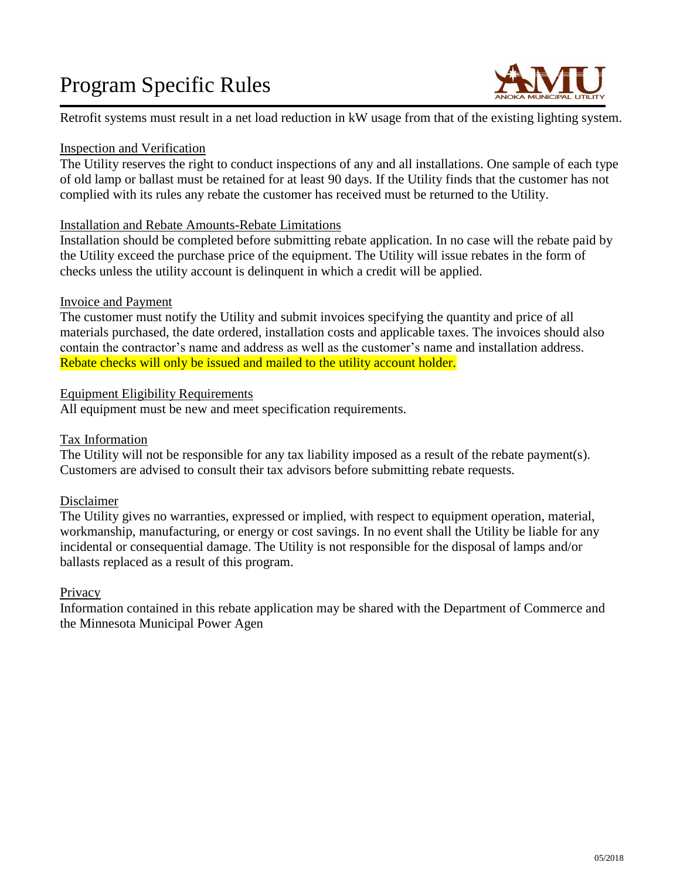# Program Specific Rules

Retrofit systems must result in a net load reduction in kW usage from that of the existing lighting system.

Inspection and Verification

The Utility reserves the right to conduct inspections of any and all installations. One sample of each type of old lamp or ballast must be retained for at least 90 days. If the Utility finds that the customer has not complied with its rules any rebate the customer has received must be returned to the Utility.

Installation and Rebate Amounts-Rebate Limitations

Installation should be completed before submitting rebate application. In no case will the rebate paid by the Utility exceed the purchase price of the equipment. The Utility will issue rebates in the form of checks unless the utility account is delinquent in which a credit will be applied.

Invoice and Payment

The customer must notify the Utility and submit invoices specifying the quantity and price of all materials purchased, the date ordered, installation costs and applicable taxes. The invoices should also contain the contractor's name and address as well as the customer's name and installation address. Rebate checks will only be issued and mailed to the utility account holder.

Equipment Eligibility Requirements

All equipment must be new and meet specification requirements.

Tax Information

The Utility will not be responsible for any tax liability imposed as a result of the rebate payment(s). Customers are advised to consult their tax advisors before submitting rebate requests.

Disclaimer

The Utility gives no warranties, expressed or implied, with respect to equipment operation, material, workmanship, manufacturing, or energy or cost savings. In no event shall the Utility be liable for any incidental or consequential damage. The Utility is not responsible for the disposal of lamps and/or ballasts replaced as a result of this program.

Privacy

Information contained in this rebate application may be shared with the Department of Commerce and the Minnesota Municipal Power Agen

05/2018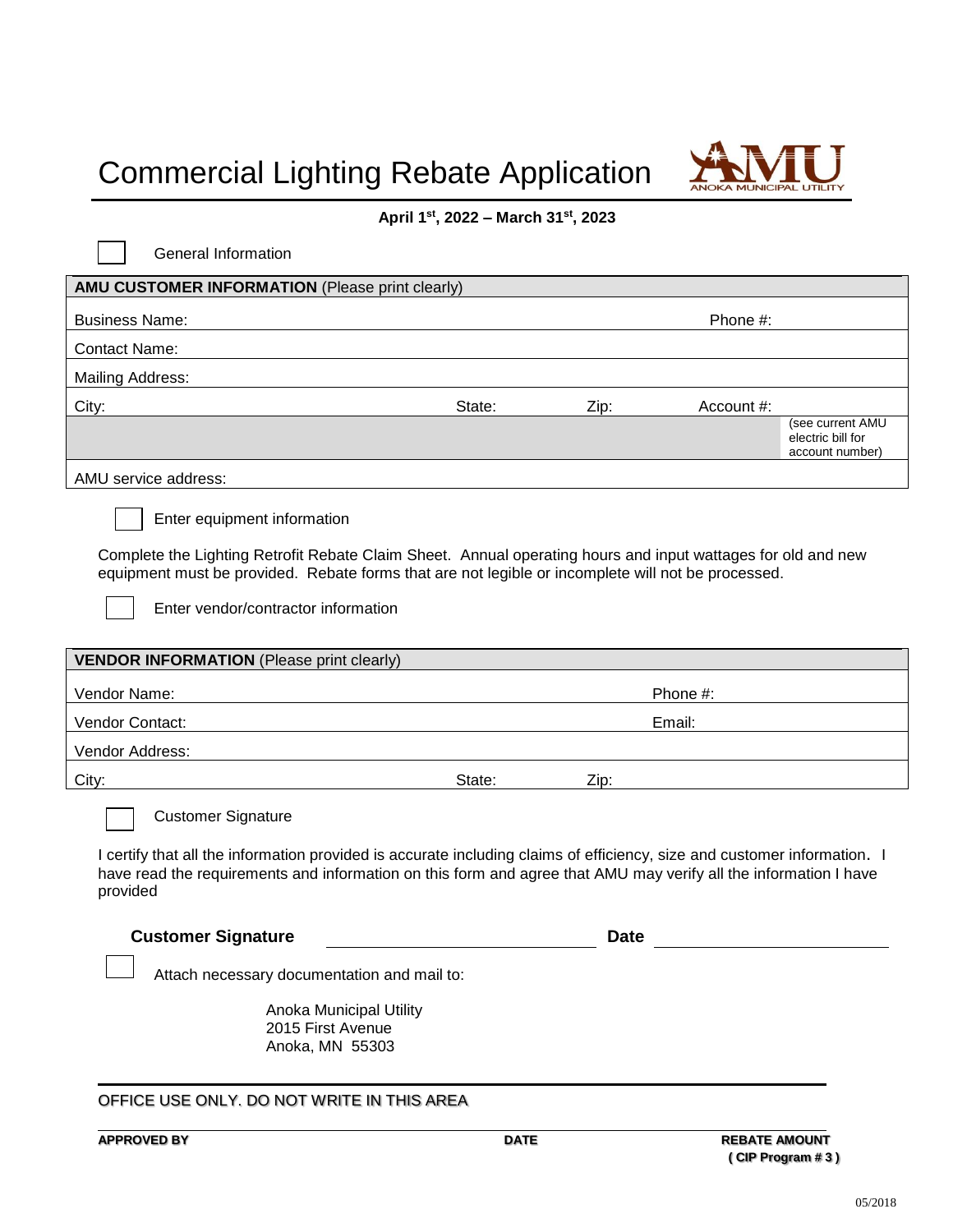# Commercial Lighting Rebate Application

ANOKA MUNICIPAL UTILITY

**April 1st, 2022 – March 31st, 2023**

☐ General Information

| **AMU CUSTOMER INFORMATION** (Please print clearly) | | | |
|---|---|---|---|
| Business Name: | | | Phone #: |
| Contact Name: | | | |
| Mailing Address: | | | |
| City: | State: | Zip: | Account #: (see current AMU electric bill for account number) |
| AMU service address: | | | |

☐ Enter equipment information

Complete the Lighting Retrofit Rebate Claim Sheet. Annual operating hours and input wattages for old and new equipment must be provided. Rebate forms that are not legible or incomplete will not be processed.

☐ Enter vendor/contractor information

| **VENDOR INFORMATION** (Please print clearly) | | |
|---|---|---|
| Vendor Name: | | Phone #: |
| Vendor Contact: | | Email: |
| Vendor Address: | | |
| City: | State: | Zip: |

☐ Customer Signature

I certify that all the information provided is accurate including claims of efficiency, size and customer information. I have read the requirements and information on this form and agree that AMU may verify all the information I have provided

**Customer Signature** ____________________ **Date** ____________________

☐ Attach necessary documentation and mail to:

Anoka Municipal Utility
2015 First Avenue
Anoka, MN 55303

OFFICE USE ONLY. DO NOT WRITE IN THIS AREA

**APPROVED BY** | **DATE** | **REBATE AMOUNT ( CIP Program # 3 )**

05/2018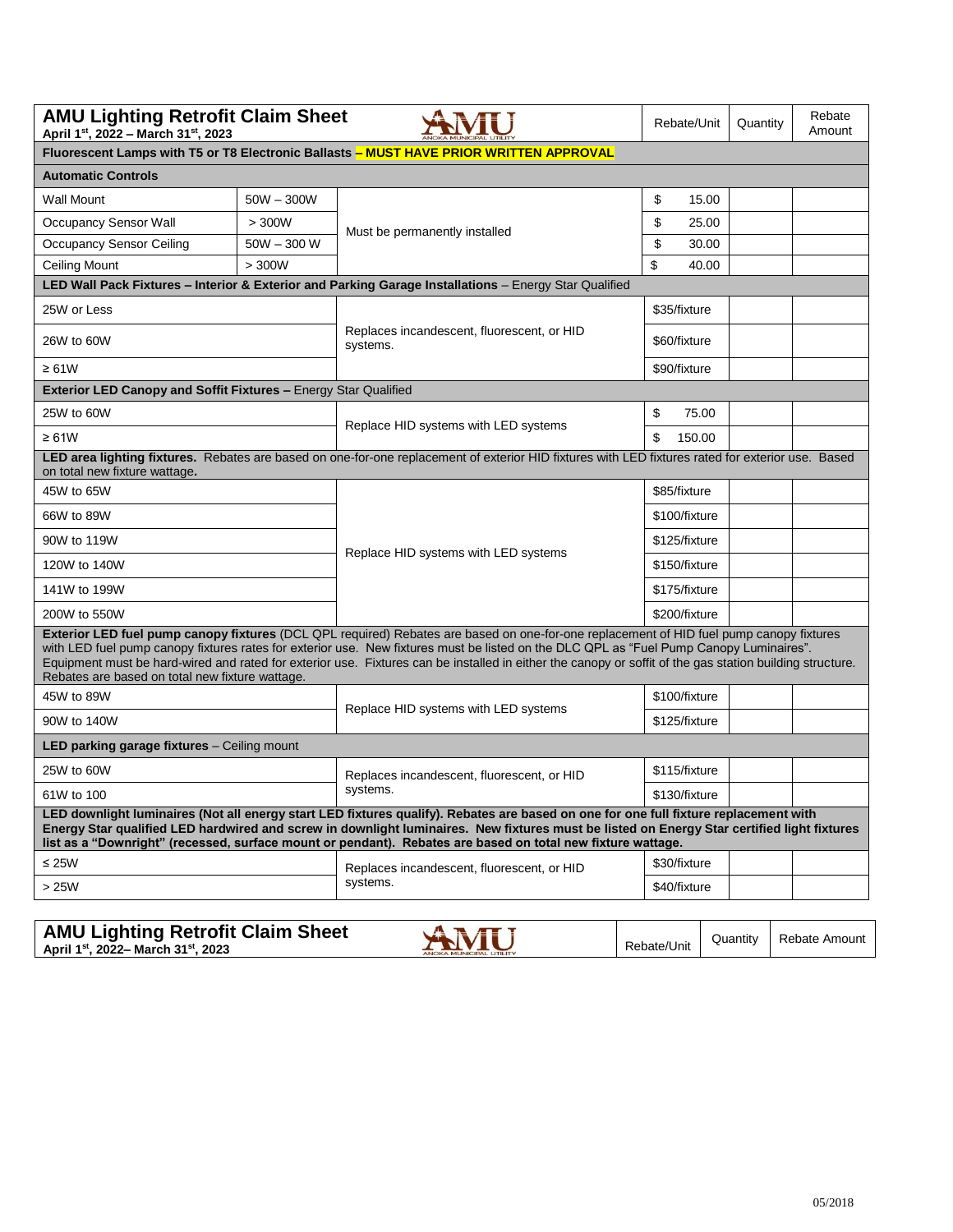## AMU Lighting Retrofit Claim Sheet

**April 1st, 2022 – March 31st, 2023**

| | | | Rebate/Unit | Quantity | Rebate Amount |
|---|---|---|---|---|---|
| **Fluorescent Lamps with T5 or T8 Electronic Ballasts – MUST HAVE PRIOR WRITTEN APPROVAL** | | | | | |
| **Automatic Controls** | | | | | |
| Wall Mount | 50W – 300W | Must be permanently installed | $ 15.00 | | |
| Occupancy Sensor Wall | > 300W | | $ 25.00 | | |
| Occupancy Sensor Ceiling | 50W – 300 W | | $ 30.00 | | |
| Ceiling Mount | > 300W | | $ 40.00 | | |
| **LED Wall Pack Fixtures – Interior & Exterior and Parking Garage Installations** – Energy Star Qualified | | | | | |
| 25W or Less | | Replaces incandescent, fluorescent, or HID systems. | $35/fixture | | |
| 26W to 60W | | | $60/fixture | | |
| ≥ 61W | | | $90/fixture | | |
| **Exterior LED Canopy and Soffit Fixtures –** Energy Star Qualified | | | | | |
| 25W to 60W | | Replace HID systems with LED systems | $ 75.00 | | |
| ≥ 61W | | | $ 150.00 | | |
| **LED area lighting fixtures.** Rebates are based on one-for-one replacement of exterior HID fixtures with LED fixtures rated for exterior use. Based on total new fixture wattage**.** | | | | | |
| 45W to 65W | | Replace HID systems with LED systems | $85/fixture | | |
| 66W to 89W | | | $100/fixture | | |
| 90W to 119W | | | $125/fixture | | |
| 120W to 140W | | | $150/fixture | | |
| 141W to 199W | | | $175/fixture | | |
| 200W to 550W | | | $200/fixture | | |
| **Exterior LED fuel pump canopy fixtures** (DCL QPL required) Rebates are based on one-for-one replacement of HID fuel pump canopy fixtures with LED fuel pump canopy fixtures rates for exterior use. New fixtures must be listed on the DLC QPL as "Fuel Pump Canopy Luminaires". Equipment must be hard-wired and rated for exterior use. Fixtures can be installed in either the canopy or soffit of the gas station building structure. Rebates are based on total new fixture wattage. | | | | | |
| 45W to 89W | | Replace HID systems with LED systems | $100/fixture | | |
| 90W to 140W | | | $125/fixture | | |
| **LED parking garage fixtures** – Ceiling mount | | | | | |
| 25W to 60W | | Replaces incandescent, fluorescent, or HID systems. | $115/fixture | | |
| 61W to 100 | | | $130/fixture | | |
| **LED downlight luminaires (Not all energy start LED fixtures qualify). Rebates are based on one for one full fixture replacement with Energy Star qualified LED hardwired and screw in downlight luminaires. New fixtures must be listed on Energy Star certified light fixtures list as a "Downright" (recessed, surface mount or pendant). Rebates are based on total new fixture wattage.** | | | | | |
| ≤ 25W | | Replaces incandescent, fluorescent, or HID systems. | $30/fixture | | |
| > 25W | | | $40/fixture | | |

## AMU Lighting Retrofit Claim Sheet

**April 1st, 2022– March 31st, 2023**

| | Rebate/Unit | Quantity | Rebate Amount |
|---|---|---|---|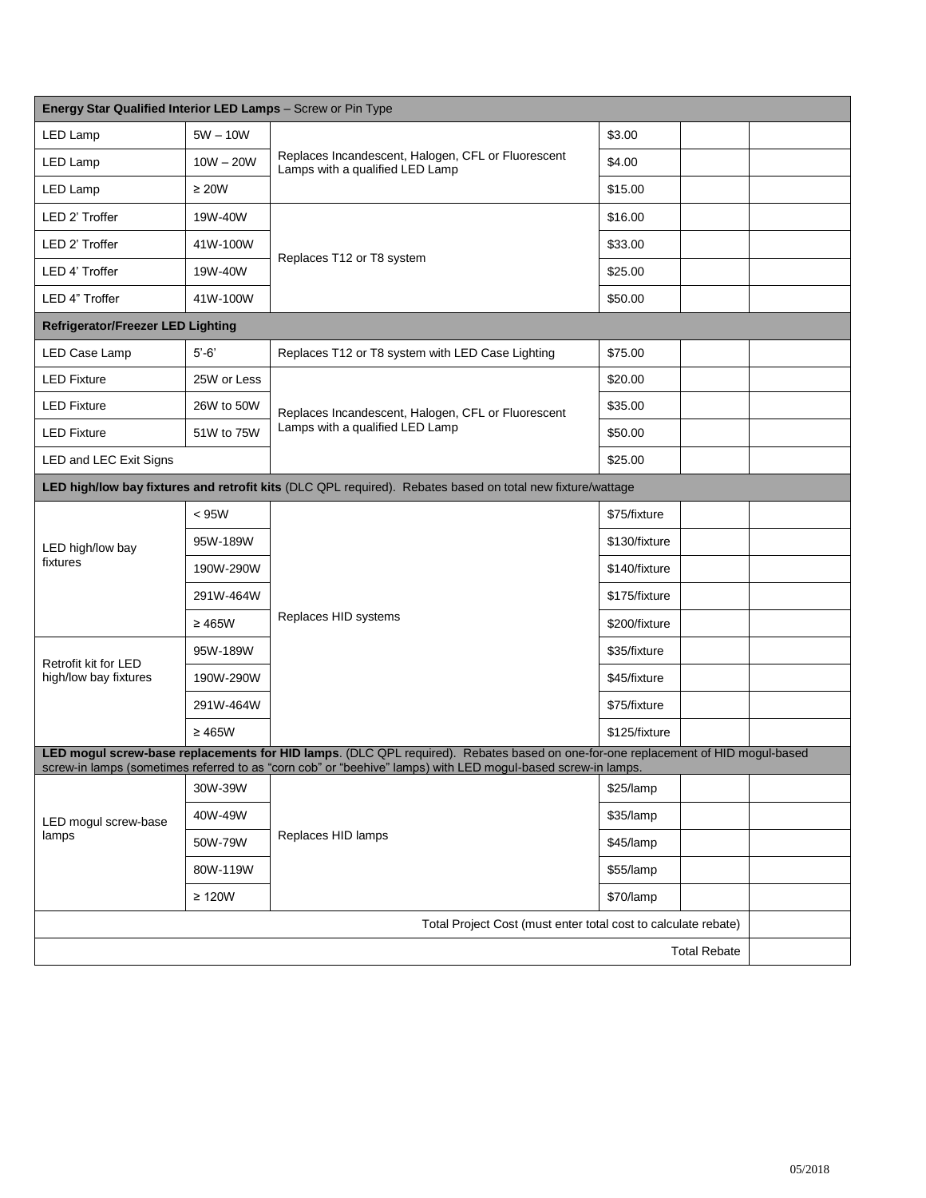| **Energy Star Qualified Interior LED Lamps** – Screw or Pin Type | | | | | |
|---|---|---|---|---|---|
| LED Lamp | 5W – 10W | Replaces Incandescent, Halogen, CFL or Fluorescent Lamps with a qualified LED Lamp | $3.00 | | |
| LED Lamp | 10W – 20W | | $4.00 | | |
| LED Lamp | ≥ 20W | | $15.00 | | |
| LED 2' Troffer | 19W-40W | Replaces T12 or T8 system | $16.00 | | |
| LED 2' Troffer | 41W-100W | | $33.00 | | |
| LED 4' Troffer | 19W-40W | | $25.00 | | |
| LED 4" Troffer | 41W-100W | | $50.00 | | |
| **Refrigerator/Freezer LED Lighting** | | | | | |
| LED Case Lamp | 5'-6' | Replaces T12 or T8 system with LED Case Lighting | $75.00 | | |
| LED Fixture | 25W or Less | Replaces Incandescent, Halogen, CFL or Fluorescent Lamps with a qualified LED Lamp | $20.00 | | |
| LED Fixture | 26W to 50W | | $35.00 | | |
| LED Fixture | 51W to 75W | | $50.00 | | |
| LED and LEC Exit Signs | | | $25.00 | | |
| **LED high/low bay fixtures and retrofit kits** (DLC QPL required). Rebates based on total new fixture/wattage | | | | | |
| LED high/low bay fixtures | < 95W | Replaces HID systems | $75/fixture | | |
| | 95W-189W | | $130/fixture | | |
| | 190W-290W | | $140/fixture | | |
| | 291W-464W | | $175/fixture | | |
| | ≥ 465W | | $200/fixture | | |
| Retrofit kit for LED high/low bay fixtures | 95W-189W | | $35/fixture | | |
| | 190W-290W | | $45/fixture | | |
| | 291W-464W | | $75/fixture | | |
| | ≥ 465W | | $125/fixture | | |
| **LED mogul screw-base replacements for HID lamps**. (DLC QPL required). Rebates based on one-for-one replacement of HID mogul-based screw-in lamps (sometimes referred to as "corn cob" or "beehive" lamps) with LED mogul-based screw-in lamps. | | | | | |
| LED mogul screw-base lamps | 30W-39W | Replaces HID lamps | $25/lamp | | |
| | 40W-49W | | $35/lamp | | |
| | 50W-79W | | $45/lamp | | |
| | 80W-119W | | $55/lamp | | |
| | ≥ 120W | | $70/lamp | | |
| Total Project Cost (must enter total cost to calculate rebate) | | | | | |
| Total Rebate | | | | | |

05/2018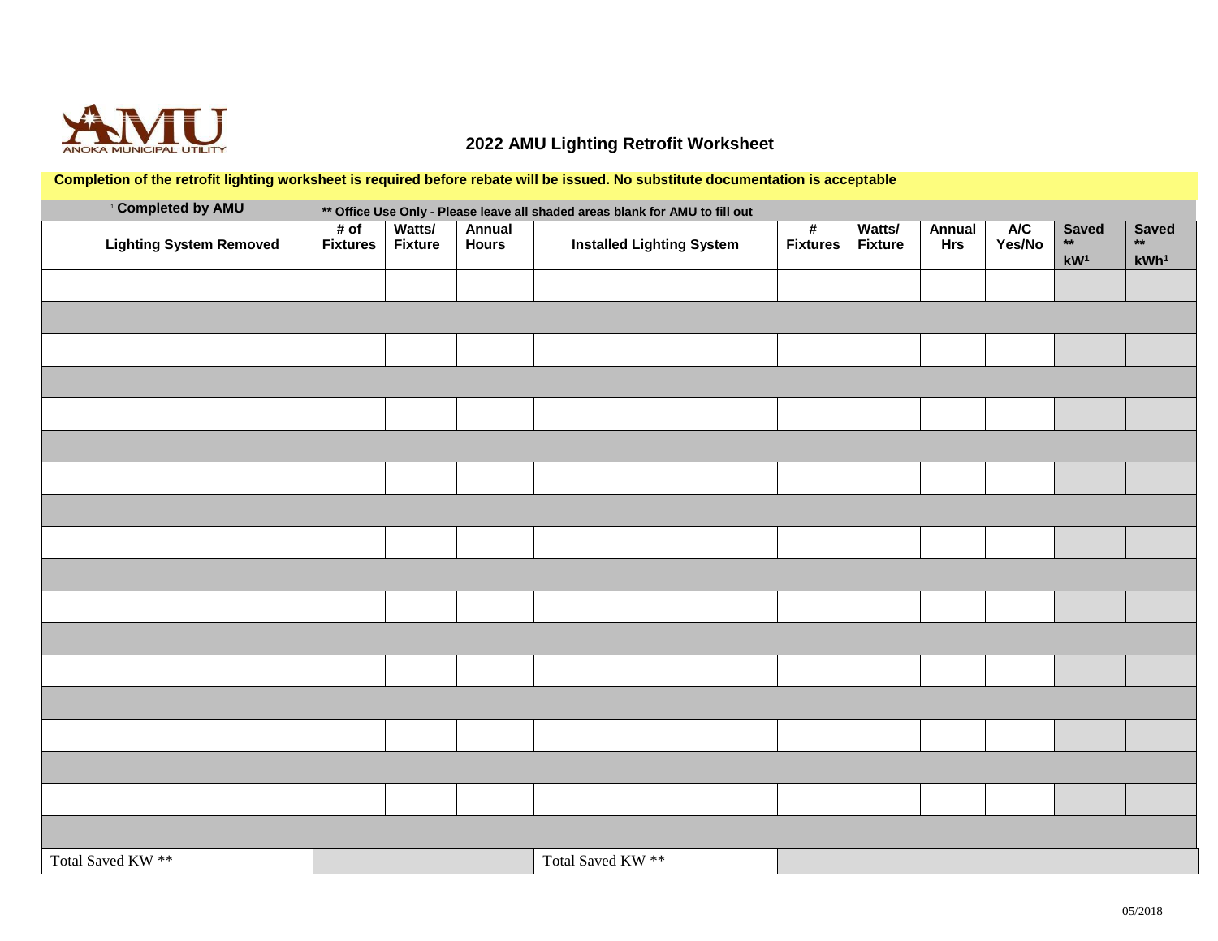# 2022 AMU Lighting Retrofit Worksheet

**Completion of the retrofit lighting worksheet is required before rebate will be issued. No substitute documentation is acceptable**

[1] **Completed by AMU** | ** Office Use Only - Please leave all shaded areas blank for AMU to fill out

| Lighting System Removed | # of Fixtures | Watts/ Fixture | Annual Hours | Installed Lighting System | # Fixtures | Watts/ Fixture | Annual Hrs | A/C Yes/No | Saved ** kW[1] | Saved ** kWh[1] |
|---|---|---|---|---|---|---|---|---|---|---|
| | | | | | | | | | | |
| | | | | | | | | | | |
| | | | | | | | | | | |
| | | | | | | | | | | |
| | | | | | | | | | | |
| | | | | | | | | | | |
| | | | | | | | | | | |
| | | | | | | | | | | |
| | | | | | | | | | | |
| | | | | | | | | | | |
| | | | | | | | | | | |
| | | | | | | | | | | |
| | | | | | | | | | | |
| | | | | | | | | | | |
| | | | | | | | | | | |
| | | | | | | | | | | |
| | | | | | | | | | | |
| | | | | | | | | | | |
| Total Saved KW ** | | | | Total Saved KW ** | | | | | | |

05/2018